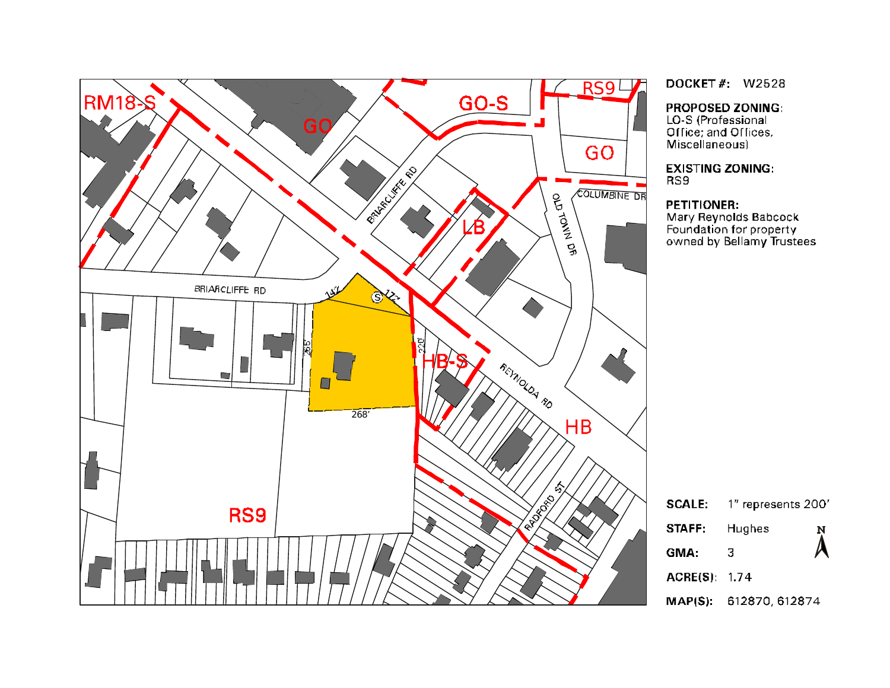**DOCKET #:** W2528

**PROPOSED ZONING:**
LO-S (Professional Office; and Offices, Miscellaneous)

**EXISTING ZONING:**
RS9

**PETITIONER:**
Mary Reynolds Babcock Foundation for property owned by Bellamy Trustees

| | |
|---|---|
| **SCALE:** | 1" represents 200' |
| **STAFF:** | Hughes |
| **GMA:** | 3 |
| **ACRE(S):** | 1.74 |
| **MAP(S):** | 612870, 612874 |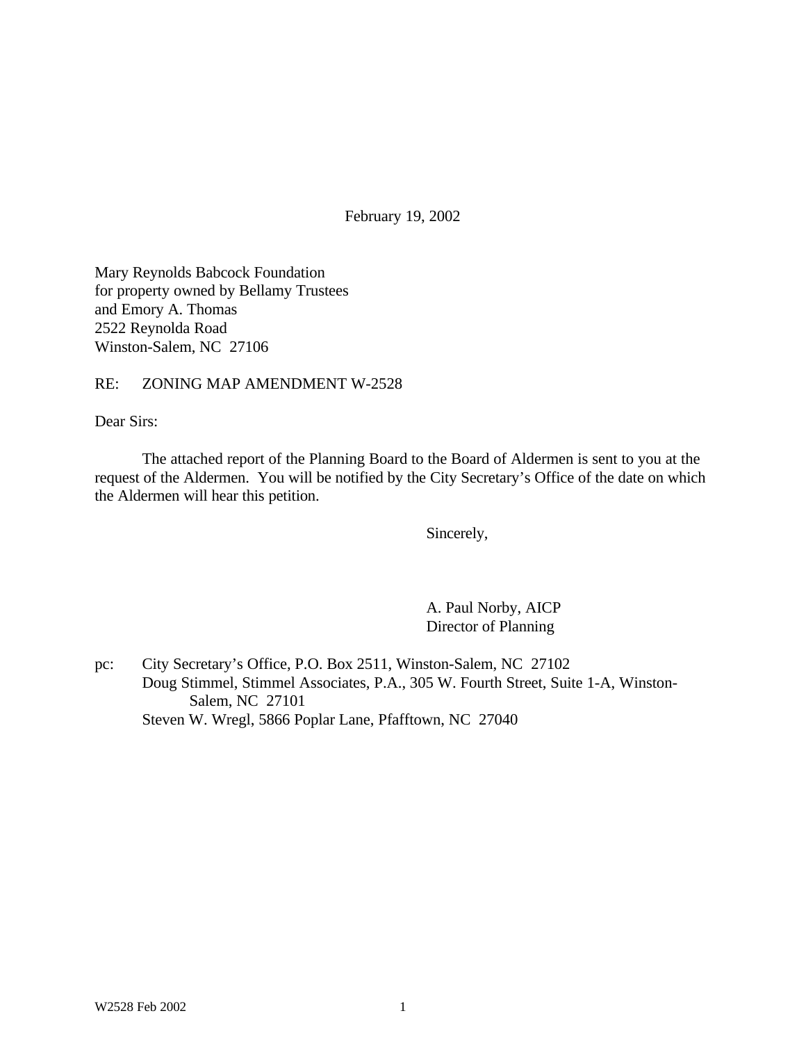February 19, 2002

Mary Reynolds Babcock Foundation
for property owned by Bellamy Trustees
and Emory A. Thomas
2522 Reynolda Road
Winston-Salem, NC 27106

RE: ZONING MAP AMENDMENT W-2528

Dear Sirs:

The attached report of the Planning Board to the Board of Aldermen is sent to you at the request of the Aldermen. You will be notified by the City Secretary's Office of the date on which the Aldermen will hear this petition.

Sincerely,

A. Paul Norby, AICP
Director of Planning

pc: City Secretary's Office, P.O. Box 2511, Winston-Salem, NC 27102
Doug Stimmel, Stimmel Associates, P.A., 305 W. Fourth Street, Suite 1-A, Winston-Salem, NC 27101
Steven W. Wregl, 5866 Poplar Lane, Pfafftown, NC 27040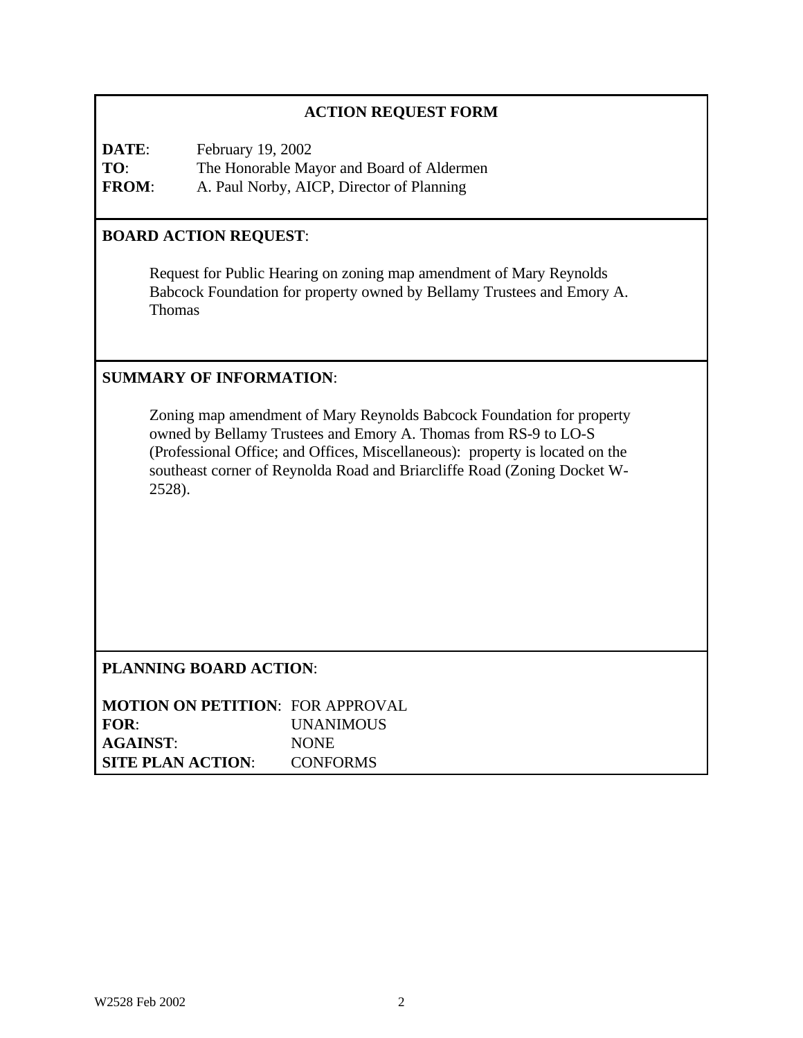## ACTION REQUEST FORM

**DATE**: February 19, 2002
**TO**: The Honorable Mayor and Board of Aldermen
**FROM**: A. Paul Norby, AICP, Director of Planning

## BOARD ACTION REQUEST:

Request for Public Hearing on zoning map amendment of Mary Reynolds Babcock Foundation for property owned by Bellamy Trustees and Emory A. Thomas

## SUMMARY OF INFORMATION:

Zoning map amendment of Mary Reynolds Babcock Foundation for property owned by Bellamy Trustees and Emory A. Thomas from RS-9 to LO-S (Professional Office; and Offices, Miscellaneous): property is located on the southeast corner of Reynolda Road and Briarcliffe Road (Zoning Docket W-2528).

## PLANNING BOARD ACTION:

**MOTION ON PETITION**: FOR APPROVAL
**FOR**: UNANIMOUS
**AGAINST**: NONE
**SITE PLAN ACTION**: CONFORMS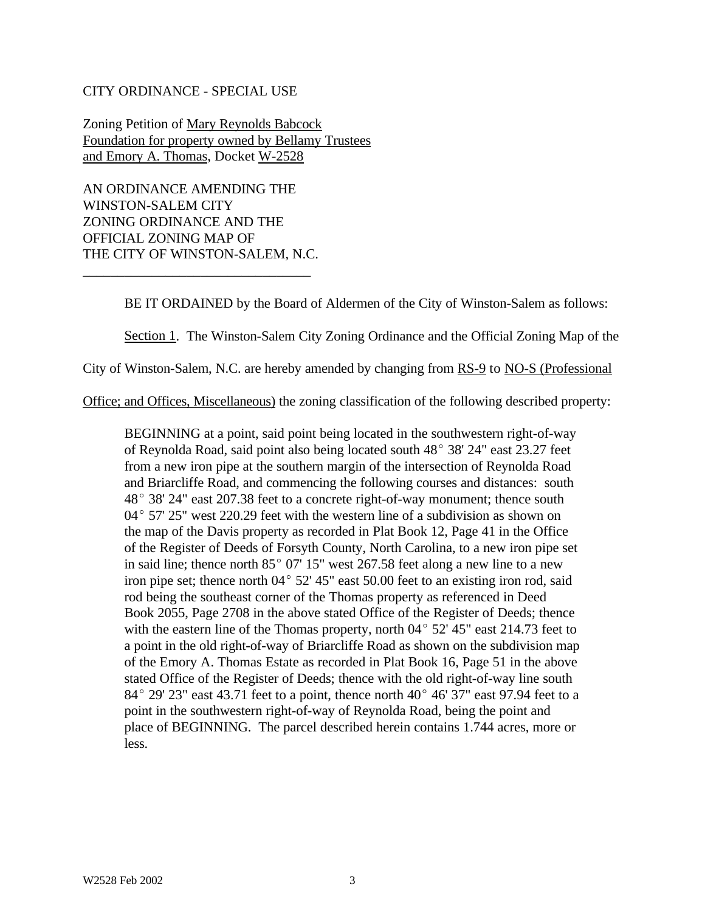CITY ORDINANCE - SPECIAL USE

Zoning Petition of Mary Reynolds Babcock Foundation for property owned by Bellamy Trustees and Emory A. Thomas, Docket W-2528

AN ORDINANCE AMENDING THE WINSTON-SALEM CITY ZONING ORDINANCE AND THE OFFICIAL ZONING MAP OF THE CITY OF WINSTON-SALEM, N.C.

---

BE IT ORDAINED by the Board of Aldermen of the City of Winston-Salem as follows:

Section 1. The Winston-Salem City Zoning Ordinance and the Official Zoning Map of the City of Winston-Salem, N.C. are hereby amended by changing from RS-9 to NO-S (Professional Office; and Offices, Miscellaneous) the zoning classification of the following described property:

> BEGINNING at a point, said point being located in the southwestern right-of-way of Reynolda Road, said point also being located south 48° 38' 24" east 23.27 feet from a new iron pipe at the southern margin of the intersection of Reynolda Road and Briarcliffe Road, and commencing the following courses and distances: south 48° 38' 24" east 207.38 feet to a concrete right-of-way monument; thence south 04° 57' 25" west 220.29 feet with the western line of a subdivision as shown on the map of the Davis property as recorded in Plat Book 12, Page 41 in the Office of the Register of Deeds of Forsyth County, North Carolina, to a new iron pipe set in said line; thence north 85° 07' 15" west 267.58 feet along a new line to a new iron pipe set; thence north 04° 52' 45" east 50.00 feet to an existing iron rod, said rod being the southeast corner of the Thomas property as referenced in Deed Book 2055, Page 2708 in the above stated Office of the Register of Deeds; thence with the eastern line of the Thomas property, north 04° 52' 45" east 214.73 feet to a point in the old right-of-way of Briarcliffe Road as shown on the subdivision map of the Emory A. Thomas Estate as recorded in Plat Book 16, Page 51 in the above stated Office of the Register of Deeds; thence with the old right-of-way line south 84° 29' 23" east 43.71 feet to a point, thence north 40° 46' 37" east 97.94 feet to a point in the southwestern right-of-way of Reynolda Road, being the point and place of BEGINNING. The parcel described herein contains 1.744 acres, more or less.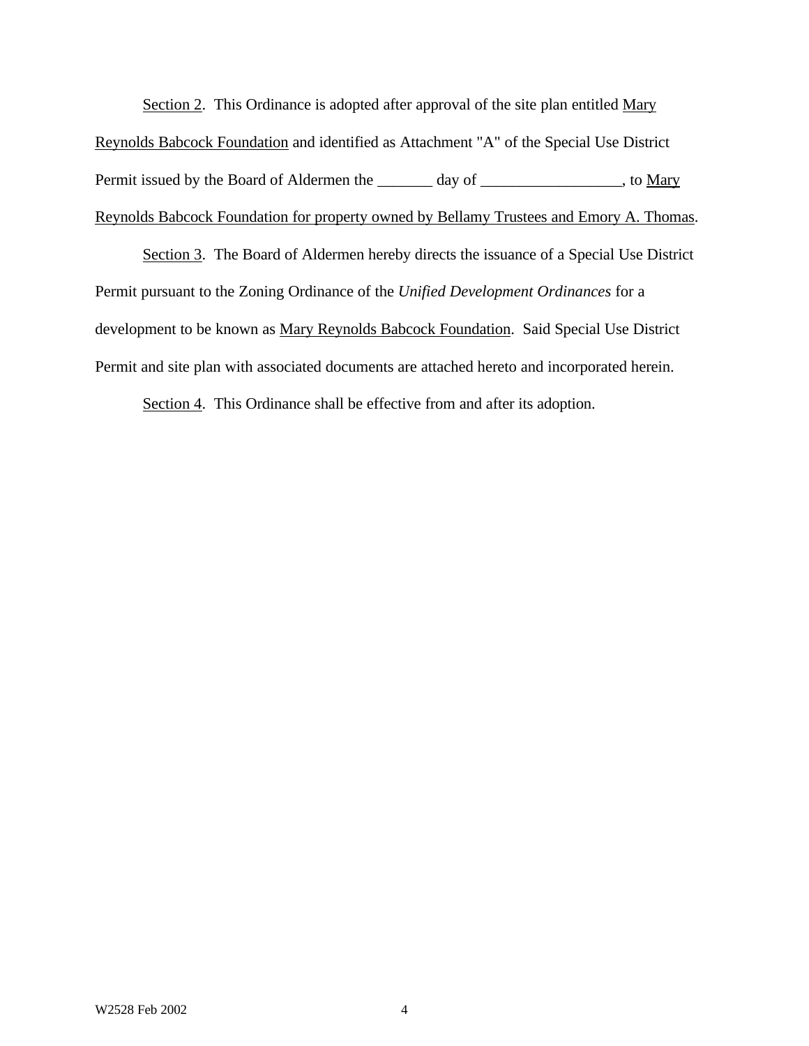Section 2. This Ordinance is adopted after approval of the site plan entitled Mary Reynolds Babcock Foundation and identified as Attachment "A" of the Special Use District Permit issued by the Board of Aldermen the _______ day of __________________, to Mary Reynolds Babcock Foundation for property owned by Bellamy Trustees and Emory A. Thomas.

Section 3. The Board of Aldermen hereby directs the issuance of a Special Use District Permit pursuant to the Zoning Ordinance of the *Unified Development Ordinances* for a development to be known as Mary Reynolds Babcock Foundation. Said Special Use District Permit and site plan with associated documents are attached hereto and incorporated herein.

Section 4. This Ordinance shall be effective from and after its adoption.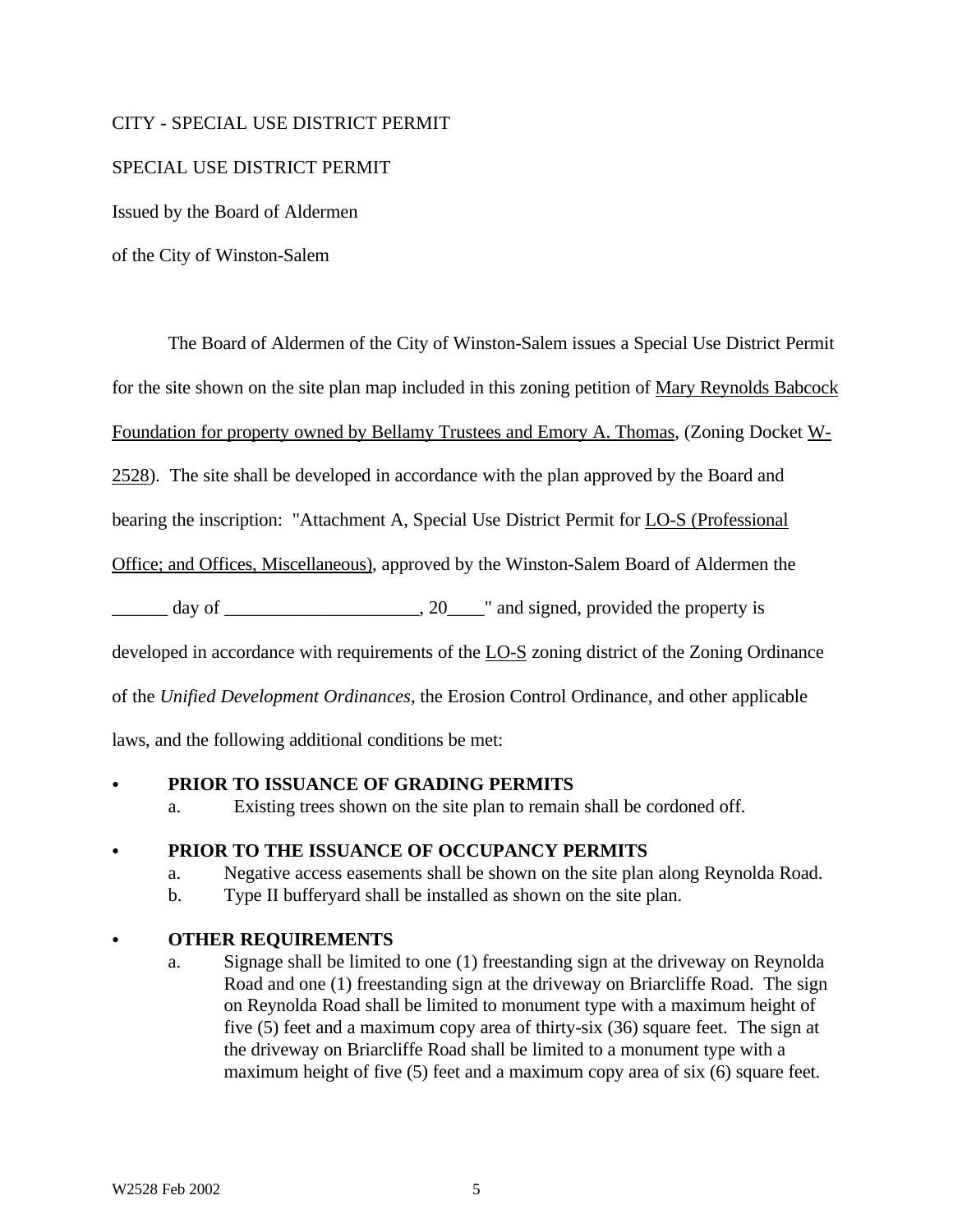CITY - SPECIAL USE DISTRICT PERMIT

SPECIAL USE DISTRICT PERMIT

Issued by the Board of Aldermen

of the City of Winston-Salem

The Board of Aldermen of the City of Winston-Salem issues a Special Use District Permit for the site shown on the site plan map included in this zoning petition of Mary Reynolds Babcock Foundation for property owned by Bellamy Trustees and Emory A. Thomas, (Zoning Docket W-2528). The site shall be developed in accordance with the plan approved by the Board and bearing the inscription: "Attachment A, Special Use District Permit for LO-S (Professional Office; and Offices, Miscellaneous), approved by the Winston-Salem Board of Aldermen the ______ day of _____________________, 20____" and signed, provided the property is developed in accordance with requirements of the LO-S zoning district of the Zoning Ordinance of the *Unified Development Ordinances*, the Erosion Control Ordinance, and other applicable laws, and the following additional conditions be met:

- **PRIOR TO ISSUANCE OF GRADING PERMITS**
  - a. Existing trees shown on the site plan to remain shall be cordoned off.

- **PRIOR TO THE ISSUANCE OF OCCUPANCY PERMITS**
  - a. Negative access easements shall be shown on the site plan along Reynolda Road.
  - b. Type II bufferyard shall be installed as shown on the site plan.

- **OTHER REQUIREMENTS**
  - a. Signage shall be limited to one (1) freestanding sign at the driveway on Reynolda Road and one (1) freestanding sign at the driveway on Briarcliffe Road. The sign on Reynolda Road shall be limited to monument type with a maximum height of five (5) feet and a maximum copy area of thirty-six (36) square feet. The sign at the driveway on Briarcliffe Road shall be limited to a monument type with a maximum height of five (5) feet and a maximum copy area of six (6) square feet.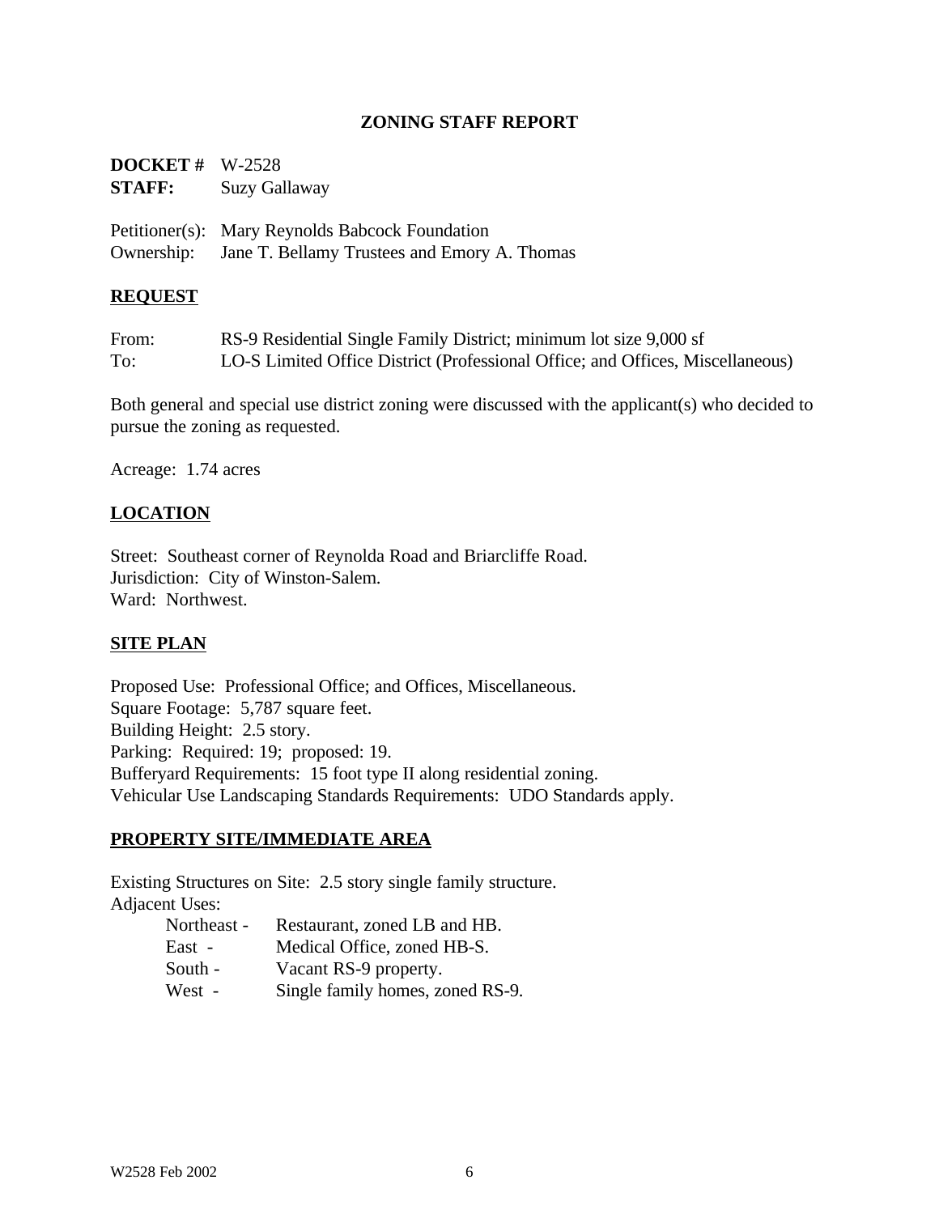# ZONING STAFF REPORT

**DOCKET #** W-2528
**STAFF:** Suzy Gallaway

Petitioner(s): Mary Reynolds Babcock Foundation
Ownership: Jane T. Bellamy Trustees and Emory A. Thomas

## REQUEST

From: RS-9 Residential Single Family District; minimum lot size 9,000 sf
To: LO-S Limited Office District (Professional Office; and Offices, Miscellaneous)

Both general and special use district zoning were discussed with the applicant(s) who decided to pursue the zoning as requested.

Acreage: 1.74 acres

## LOCATION

Street: Southeast corner of Reynolda Road and Briarcliffe Road.
Jurisdiction: City of Winston-Salem.
Ward: Northwest.

## SITE PLAN

Proposed Use: Professional Office; and Offices, Miscellaneous.
Square Footage: 5,787 square feet.
Building Height: 2.5 story.
Parking: Required: 19; proposed: 19.
Bufferyard Requirements: 15 foot type II along residential zoning.
Vehicular Use Landscaping Standards Requirements: UDO Standards apply.

## PROPERTY SITE/IMMEDIATE AREA

Existing Structures on Site: 2.5 story single family structure.
Adjacent Uses:

- Northeast - Restaurant, zoned LB and HB.
- East - Medical Office, zoned HB-S.
- South - Vacant RS-9 property.
- West - Single family homes, zoned RS-9.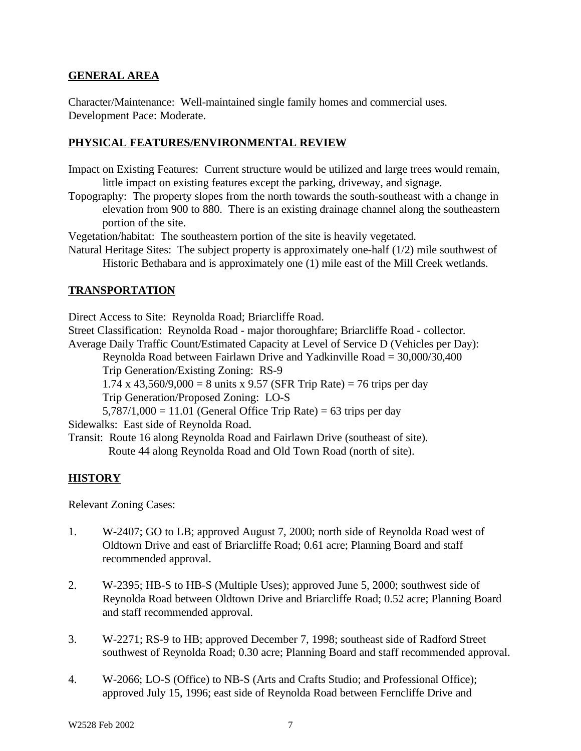## GENERAL AREA

Character/Maintenance: Well-maintained single family homes and commercial uses.
Development Pace: Moderate.

## PHYSICAL FEATURES/ENVIRONMENTAL REVIEW

Impact on Existing Features: Current structure would be utilized and large trees would remain, little impact on existing features except the parking, driveway, and signage.

Topography: The property slopes from the north towards the south-southeast with a change in elevation from 900 to 880. There is an existing drainage channel along the southeastern portion of the site.

Vegetation/habitat: The southeastern portion of the site is heavily vegetated.

Natural Heritage Sites: The subject property is approximately one-half (1/2) mile southwest of Historic Bethabara and is approximately one (1) mile east of the Mill Creek wetlands.

## TRANSPORTATION

Direct Access to Site: Reynolda Road; Briarcliffe Road.

Street Classification: Reynolda Road - major thoroughfare; Briarcliffe Road - collector.

Average Daily Traffic Count/Estimated Capacity at Level of Service D (Vehicles per Day):

Reynolda Road between Fairlawn Drive and Yadkinville Road = 30,000/30,400

Trip Generation/Existing Zoning: RS-9

1.74 x 43,560/9,000 = 8 units x 9.57 (SFR Trip Rate) = 76 trips per day

Trip Generation/Proposed Zoning: LO-S

5,787/1,000 = 11.01 (General Office Trip Rate) = 63 trips per day

Sidewalks: East side of Reynolda Road.

Transit: Route 16 along Reynolda Road and Fairlawn Drive (southeast of site).
Route 44 along Reynolda Road and Old Town Road (north of site).

## HISTORY

Relevant Zoning Cases:

1. W-2407; GO to LB; approved August 7, 2000; north side of Reynolda Road west of Oldtown Drive and east of Briarcliffe Road; 0.61 acre; Planning Board and staff recommended approval.

2. W-2395; HB-S to HB-S (Multiple Uses); approved June 5, 2000; southwest side of Reynolda Road between Oldtown Drive and Briarcliffe Road; 0.52 acre; Planning Board and staff recommended approval.

3. W-2271; RS-9 to HB; approved December 7, 1998; southeast side of Radford Street southwest of Reynolda Road; 0.30 acre; Planning Board and staff recommended approval.

4. W-2066; LO-S (Office) to NB-S (Arts and Crafts Studio; and Professional Office); approved July 15, 1996; east side of Reynolda Road between Ferncliffe Drive and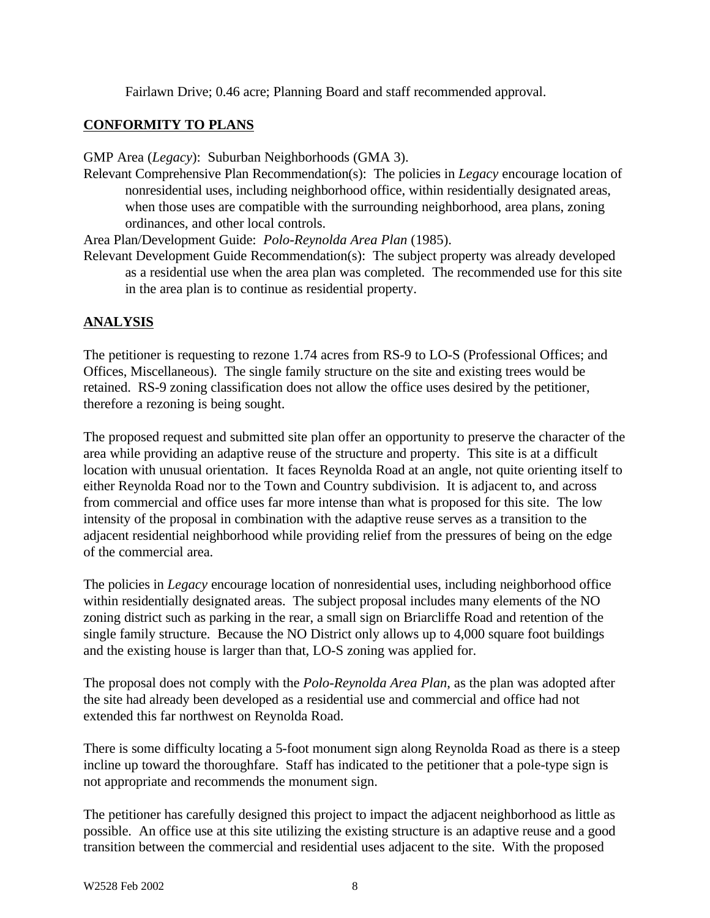Fairlawn Drive; 0.46 acre; Planning Board and staff recommended approval.

**CONFORMITY TO PLANS**

GMP Area (*Legacy*): Suburban Neighborhoods (GMA 3).

Relevant Comprehensive Plan Recommendation(s): The policies in *Legacy* encourage location of nonresidential uses, including neighborhood office, within residentially designated areas, when those uses are compatible with the surrounding neighborhood, area plans, zoning ordinances, and other local controls.

Area Plan/Development Guide: *Polo-Reynolda Area Plan* (1985).

Relevant Development Guide Recommendation(s): The subject property was already developed as a residential use when the area plan was completed. The recommended use for this site in the area plan is to continue as residential property.

**ANALYSIS**

The petitioner is requesting to rezone 1.74 acres from RS-9 to LO-S (Professional Offices; and Offices, Miscellaneous). The single family structure on the site and existing trees would be retained. RS-9 zoning classification does not allow the office uses desired by the petitioner, therefore a rezoning is being sought.

The proposed request and submitted site plan offer an opportunity to preserve the character of the area while providing an adaptive reuse of the structure and property. This site is at a difficult location with unusual orientation. It faces Reynolda Road at an angle, not quite orienting itself to either Reynolda Road nor to the Town and Country subdivision. It is adjacent to, and across from commercial and office uses far more intense than what is proposed for this site. The low intensity of the proposal in combination with the adaptive reuse serves as a transition to the adjacent residential neighborhood while providing relief from the pressures of being on the edge of the commercial area.

The policies in *Legacy* encourage location of nonresidential uses, including neighborhood office within residentially designated areas. The subject proposal includes many elements of the NO zoning district such as parking in the rear, a small sign on Briarcliffe Road and retention of the single family structure. Because the NO District only allows up to 4,000 square foot buildings and the existing house is larger than that, LO-S zoning was applied for.

The proposal does not comply with the *Polo-Reynolda Area Plan*, as the plan was adopted after the site had already been developed as a residential use and commercial and office had not extended this far northwest on Reynolda Road.

There is some difficulty locating a 5-foot monument sign along Reynolda Road as there is a steep incline up toward the thoroughfare. Staff has indicated to the petitioner that a pole-type sign is not appropriate and recommends the monument sign.

The petitioner has carefully designed this project to impact the adjacent neighborhood as little as possible. An office use at this site utilizing the existing structure is an adaptive reuse and a good transition between the commercial and residential uses adjacent to the site. With the proposed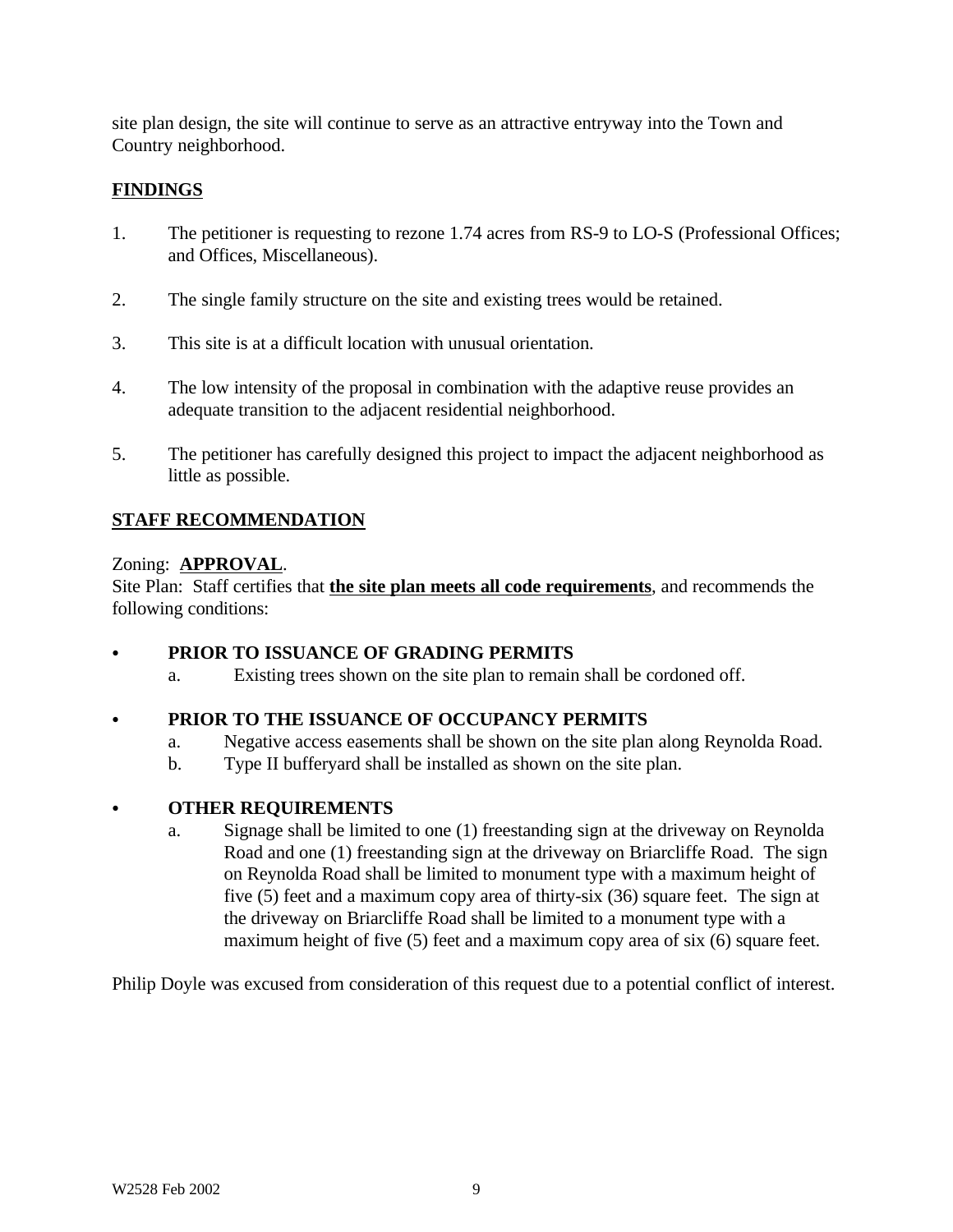site plan design, the site will continue to serve as an attractive entryway into the Town and Country neighborhood.

## FINDINGS

1. The petitioner is requesting to rezone 1.74 acres from RS-9 to LO-S (Professional Offices; and Offices, Miscellaneous).

2. The single family structure on the site and existing trees would be retained.

3. This site is at a difficult location with unusual orientation.

4. The low intensity of the proposal in combination with the adaptive reuse provides an adequate transition to the adjacent residential neighborhood.

5. The petitioner has carefully designed this project to impact the adjacent neighborhood as little as possible.

## STAFF RECOMMENDATION

Zoning: **APPROVAL**.
Site Plan: Staff certifies that **the site plan meets all code requirements**, and recommends the following conditions:

- **PRIOR TO ISSUANCE OF GRADING PERMITS**
  a. Existing trees shown on the site plan to remain shall be cordoned off.

- **PRIOR TO THE ISSUANCE OF OCCUPANCY PERMITS**
  a. Negative access easements shall be shown on the site plan along Reynolda Road.
  b. Type II bufferyard shall be installed as shown on the site plan.

- **OTHER REQUIREMENTS**
  a. Signage shall be limited to one (1) freestanding sign at the driveway on Reynolda Road and one (1) freestanding sign at the driveway on Briarcliffe Road. The sign on Reynolda Road shall be limited to monument type with a maximum height of five (5) feet and a maximum copy area of thirty-six (36) square feet. The sign at the driveway on Briarcliffe Road shall be limited to a monument type with a maximum height of five (5) feet and a maximum copy area of six (6) square feet.

Philip Doyle was excused from consideration of this request due to a potential conflict of interest.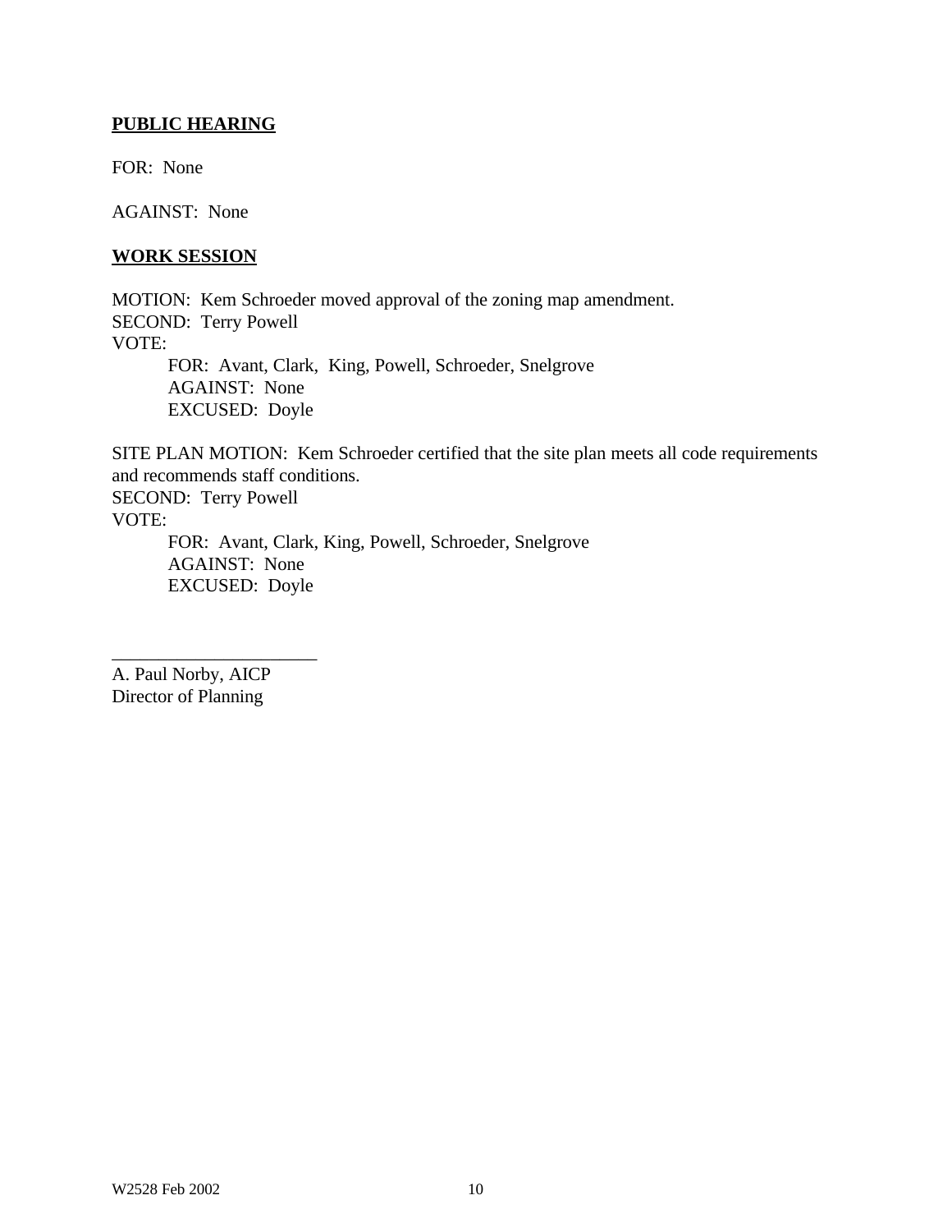**PUBLIC HEARING**

FOR: None

AGAINST: None

**WORK SESSION**

MOTION: Kem Schroeder moved approval of the zoning map amendment.
SECOND: Terry Powell
VOTE:

FOR: Avant, Clark, King, Powell, Schroeder, Snelgrove
AGAINST: None
EXCUSED: Doyle

SITE PLAN MOTION: Kem Schroeder certified that the site plan meets all code requirements and recommends staff conditions.
SECOND: Terry Powell
VOTE:

FOR: Avant, Clark, King, Powell, Schroeder, Snelgrove
AGAINST: None
EXCUSED: Doyle

______________________
A. Paul Norby, AICP
Director of Planning

W2528 Feb 2002